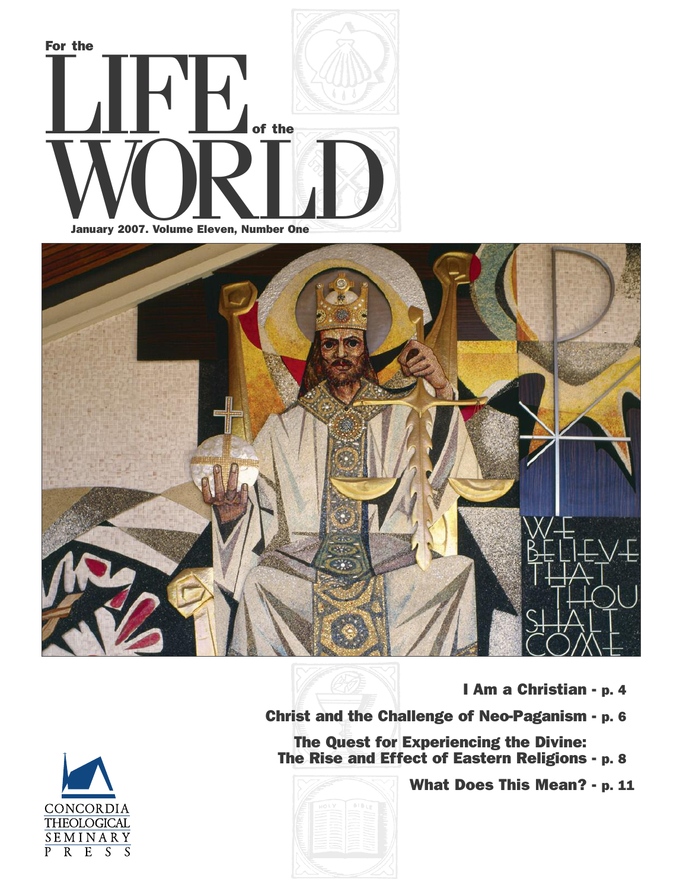# For the LIFE of the WORLD

January 2007. Volume Eleven, Number One

WE BELIEVE THAT THOU SHALT COME

**I Am a Christian - p. 4**

**Christ and the Challenge of Neo-Paganism - p. 6**

**The Quest for Experiencing the Divine: The Rise and Effect of Eastern Religions - p. 8**

**What Does This Mean? - p. 11**

CONCORDIA THEOLOGICAL SEMINARY PRESS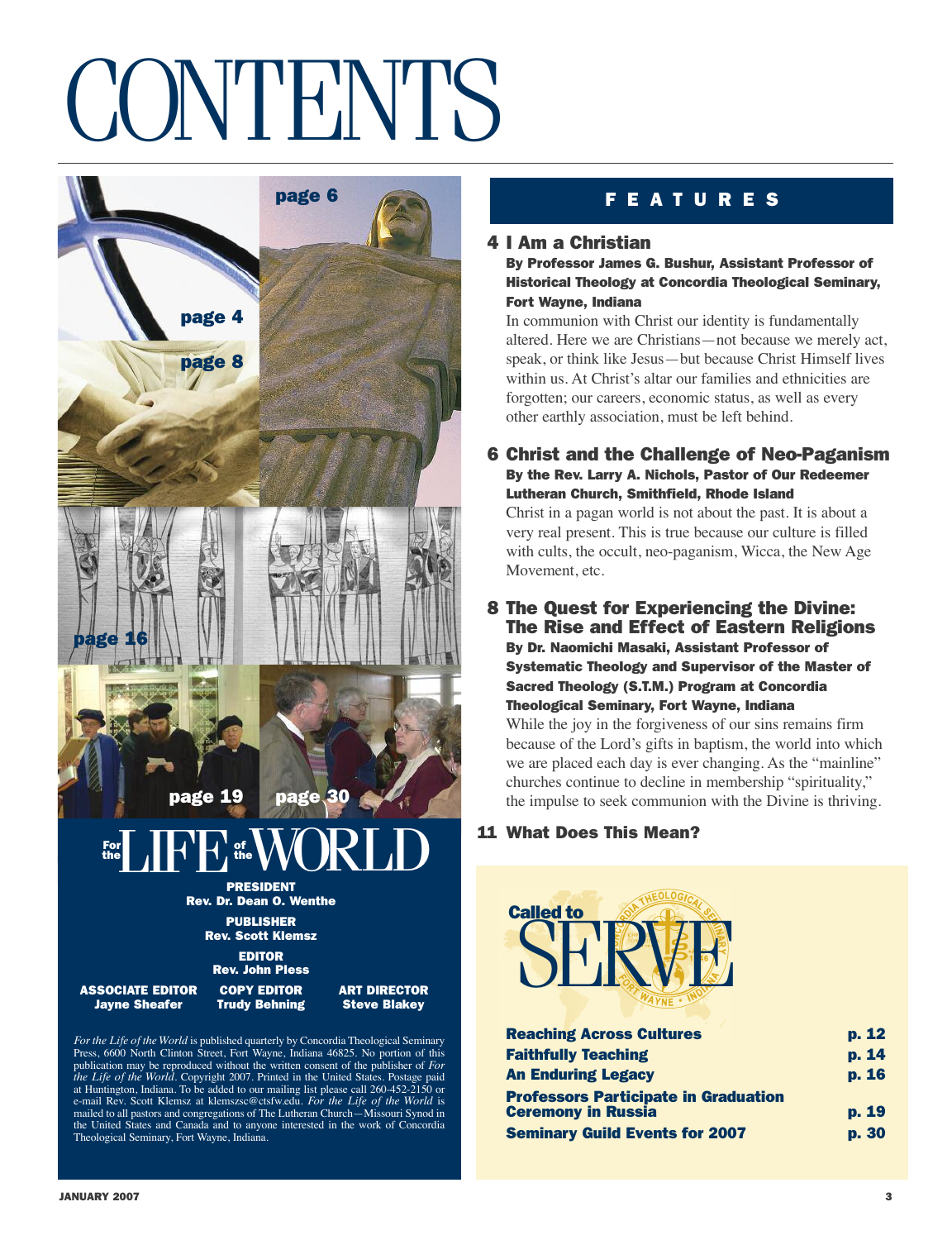# CONTENTS

page 6

page 4

page 8

page 16

page 19

page 30

## For the LIFE of the WORLD

**PRESIDENT**
**Rev. Dr. Dean O. Wenthe**

**PUBLISHER**
**Rev. Scott Klemsz**

**EDITOR**
**Rev. John Pless**

**ASSOCIATE EDITOR**
**Jayne Sheafer**

**COPY EDITOR**
**Trudy Behning**

**ART DIRECTOR**
**Steve Blakey**

*For the Life of the World* is published quarterly by Concordia Theological Seminary Press, 6600 North Clinton Street, Fort Wayne, Indiana 46825. No portion of this publication may be reproduced without the written consent of the publisher of *For the Life of the World*. Copyright 2007. Printed in the United States. Postage paid at Huntington, Indiana. To be added to our mailing list please call 260-452-2150 or e-mail Rev. Scott Klemsz at klemszsc@ctsfw.edu. *For the Life of the World* is mailed to all pastors and congregations of The Lutheran Church—Missouri Synod in the United States and Canada and to anyone interested in the work of Concordia Theological Seminary, Fort Wayne, Indiana.

## FEATURES

### 4 I Am a Christian

**By Professor James G. Bushur, Assistant Professor of Historical Theology at Concordia Theological Seminary, Fort Wayne, Indiana**

In communion with Christ our identity is fundamentally altered. Here we are Christians—not because we merely act, speak, or think like Jesus—but because Christ Himself lives within us. At Christ's altar our families and ethnicities are forgotten; our careers, economic status, as well as every other earthly association, must be left behind.

### 6 Christ and the Challenge of Neo-Paganism

**By the Rev. Larry A. Nichols, Pastor of Our Redeemer Lutheran Church, Smithfield, Rhode Island**

Christ in a pagan world is not about the past. It is about a very real present. This is true because our culture is filled with cults, the occult, neo-paganism, Wicca, the New Age Movement, etc.

### 8 The Quest for Experiencing the Divine: The Rise and Effect of Eastern Religions

**By Dr. Naomichi Masaki, Assistant Professor of Systematic Theology and Supervisor of the Master of Sacred Theology (S.T.M.) Program at Concordia Theological Seminary, Fort Wayne, Indiana**

While the joy in the forgiveness of our sins remains firm because of the Lord's gifts in baptism, the world into which we are placed each day is ever changing. As the "mainline" churches continue to decline in membership "spirituality," the impulse to seek communion with the Divine is thriving.

### 11 What Does This Mean?

## Called to SERVE

| | |
|---|---|
| **Reaching Across Cultures** | **p. 12** |
| **Faithfully Teaching** | **p. 14** |
| **An Enduring Legacy** | **p. 16** |
| **Professors Participate in Graduation Ceremony in Russia** | **p. 19** |
| **Seminary Guild Events for 2007** | **p. 30** |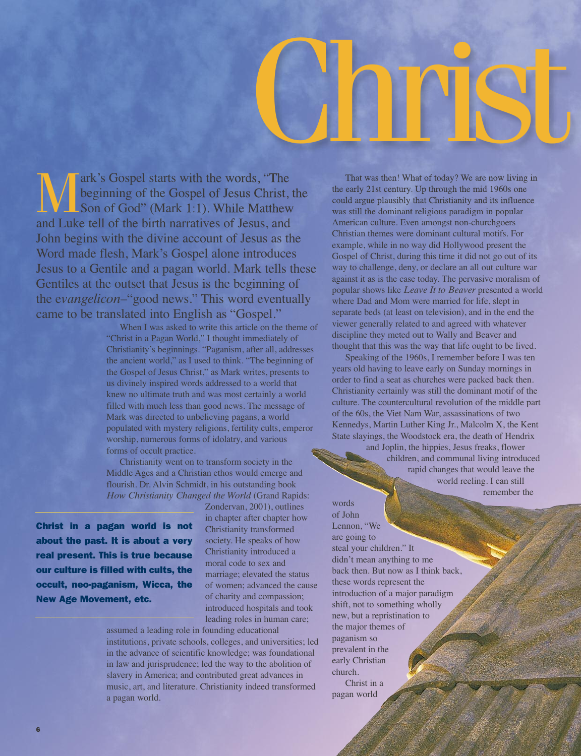# Christ

Mark's Gospel starts with the words, "The beginning of the Gospel of Jesus Christ, the Son of God" (Mark 1:1). While Matthew and Luke tell of the birth narratives of Jesus, and John begins with the divine account of Jesus as the Word made flesh, Mark's Gospel alone introduces Jesus to a Gentile and a pagan world. Mark tells these Gentiles at the outset that Jesus is the beginning of the e*vangelicon*–"good news." This word eventually came to be translated into English as "Gospel."

When I was asked to write this article on the theme of "Christ in a Pagan World," I thought immediately of Christianity's beginnings. "Paganism, after all, addresses the ancient world," as I used to think. "The beginning of the Gospel of Jesus Christ," as Mark writes, presents to us divinely inspired words addressed to a world that knew no ultimate truth and was most certainly a world filled with much less than good news. The message of Mark was directed to unbelieving pagans, a world populated with mystery religions, fertility cults, emperor worship, numerous forms of idolatry, and various forms of occult practice.

Christianity went on to transform society in the Middle Ages and a Christian ethos would emerge and flourish. Dr. Alvin Schmidt, in his outstanding book *How Christianity Changed the World* (Grand Rapids: Zondervan, 2001), outlines in chapter after chapter how Christianity transformed society. He speaks of how Christianity introduced a moral code to sex and marriage; elevated the status of women; advanced the cause of charity and compassion; introduced hospitals and took leading roles in human care; assumed a leading role in founding educational institutions, private schools, colleges, and universities; led in the advance of scientific knowledge; was foundational in law and jurisprudence; led the way to the abolition of slavery in America; and contributed great advances in music, art, and literature. Christianity indeed transformed a pagan world.

**Christ in a pagan world is not about the past. It is about a very real present. This is true because our culture is filled with cults, the occult, neo-paganism, Wicca, the New Age Movement, etc.**

That was then! What of today? We are now living in the early 21st century. Up through the mid 1960s one could argue plausibly that Christianity and its influence was still the dominant religious paradigm in popular American culture. Even amongst non-churchgoers Christian themes were dominant cultural motifs. For example, while in no way did Hollywood present the Gospel of Christ, during this time it did not go out of its way to challenge, deny, or declare an all out culture war against it as is the case today. The pervasive moralism of popular shows like *Leave It to Beaver* presented a world where Dad and Mom were married for life, slept in separate beds (at least on television), and in the end the viewer generally related to and agreed with whatever discipline they meted out to Wally and Beaver and thought that this was the way that life ought to be lived.

Speaking of the 1960s, I remember before I was ten years old having to leave early on Sunday mornings in order to find a seat as churches were packed back then. Christianity certainly was still the dominant motif of the culture. The countercultural revolution of the middle part of the 60s, the Viet Nam War, assassinations of two Kennedys, Martin Luther King Jr., Malcolm X, the Kent State slayings, the Woodstock era, the death of Hendrix and Joplin, the hippies, Jesus freaks, flower children, and communal living introduced rapid changes that would leave the world reeling. I can still remember the words of John Lennon, "We are going to steal your children." It didn't mean anything to me back then. But now as I think back, these words represent the introduction of a major paradigm shift, not to something wholly new, but a repristination to the major themes of paganism so prevalent in the early Christian church.

Christ in a pagan world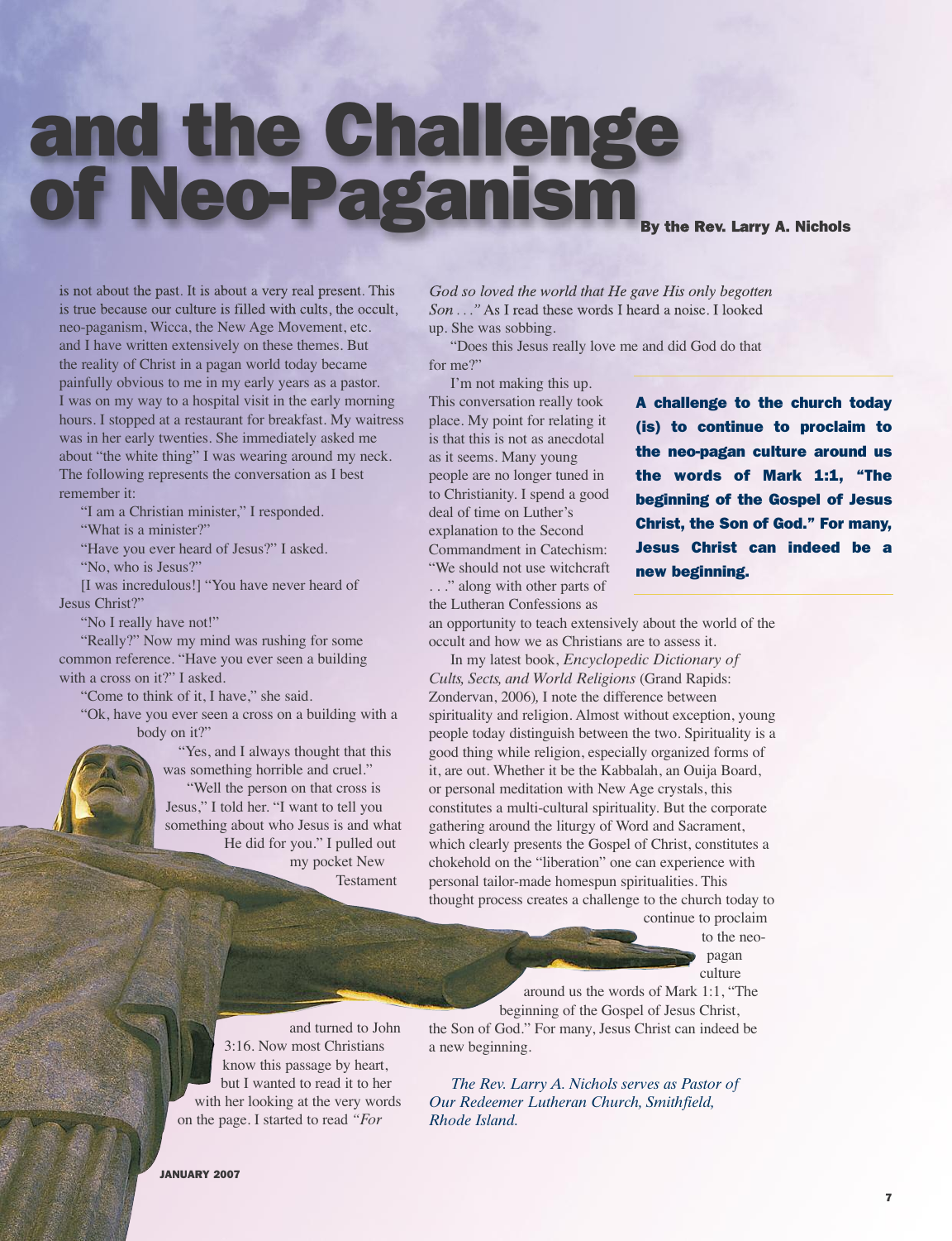# and the Challenge of Neo-Paganism

**By the Rev. Larry A. Nichols**

is not about the past. It is about a very real present. This is true because our culture is filled with cults, the occult, neo-paganism, Wicca, the New Age Movement, etc. and I have written extensively on these themes. But the reality of Christ in a pagan world today became painfully obvious to me in my early years as a pastor. I was on my way to a hospital visit in the early morning hours. I stopped at a restaurant for breakfast. My waitress was in her early twenties. She immediately asked me about "the white thing" I was wearing around my neck. The following represents the conversation as I best remember it:

"I am a Christian minister," I responded.

"What is a minister?"

"Have you ever heard of Jesus?" I asked.

"No, who is Jesus?"

[I was incredulous!] "You have never heard of Jesus Christ?"

"No I really have not!"

"Really?" Now my mind was rushing for some common reference. "Have you ever seen a building with a cross on it?" I asked.

"Come to think of it, I have," she said.

"Ok, have you ever seen a cross on a building with a body on it?"

"Yes, and I always thought that this was something horrible and cruel."

"Well the person on that cross is Jesus," I told her. "I want to tell you something about who Jesus is and what He did for you." I pulled out my pocket New Testament and turned to John 3:16. Now most Christians know this passage by heart, but I wanted to read it to her with her looking at the very words on the page. I started to read *"For God so loved the world that He gave His only begotten Son . . ."* As I read these words I heard a noise. I looked up. She was sobbing.

"Does this Jesus really love me and did God do that for me?"

I'm not making this up. This conversation really took place. My point for relating it is that this is not as anecdotal as it seems. Many young people are no longer tuned in to Christianity. I spend a good deal of time on Luther's explanation to the Second Commandment in Catechism: "We should not use witchcraft . . ." along with other parts of the Lutheran Confessions as an opportunity to teach extensively about the world of the occult and how we as Christians are to assess it.

**A challenge to the church today (is) to continue to proclaim to the neo-pagan culture around us the words of Mark 1:1, "The beginning of the Gospel of Jesus Christ, the Son of God." For many, Jesus Christ can indeed be a new beginning.**

In my latest book, *Encyclopedic Dictionary of Cults, Sects, and World Religions* (Grand Rapids: Zondervan, 2006), I note the difference between spirituality and religion. Almost without exception, young people today distinguish between the two. Spirituality is a good thing while religion, especially organized forms of it, are out. Whether it be the Kabbalah, an Ouija Board, or personal meditation with New Age crystals, this constitutes a multi-cultural spirituality. But the corporate gathering around the liturgy of Word and Sacrament, which clearly presents the Gospel of Christ, constitutes a chokehold on the "liberation" one can experience with personal tailor-made homespun spiritualities. This thought process creates a challenge to the church today to continue to proclaim to the neo-pagan culture around us the words of Mark 1:1, "The beginning of the Gospel of Jesus Christ, the Son of God." For many, Jesus Christ can indeed be a new beginning.

*The Rev. Larry A. Nichols serves as Pastor of Our Redeemer Lutheran Church, Smithfield, Rhode Island.*